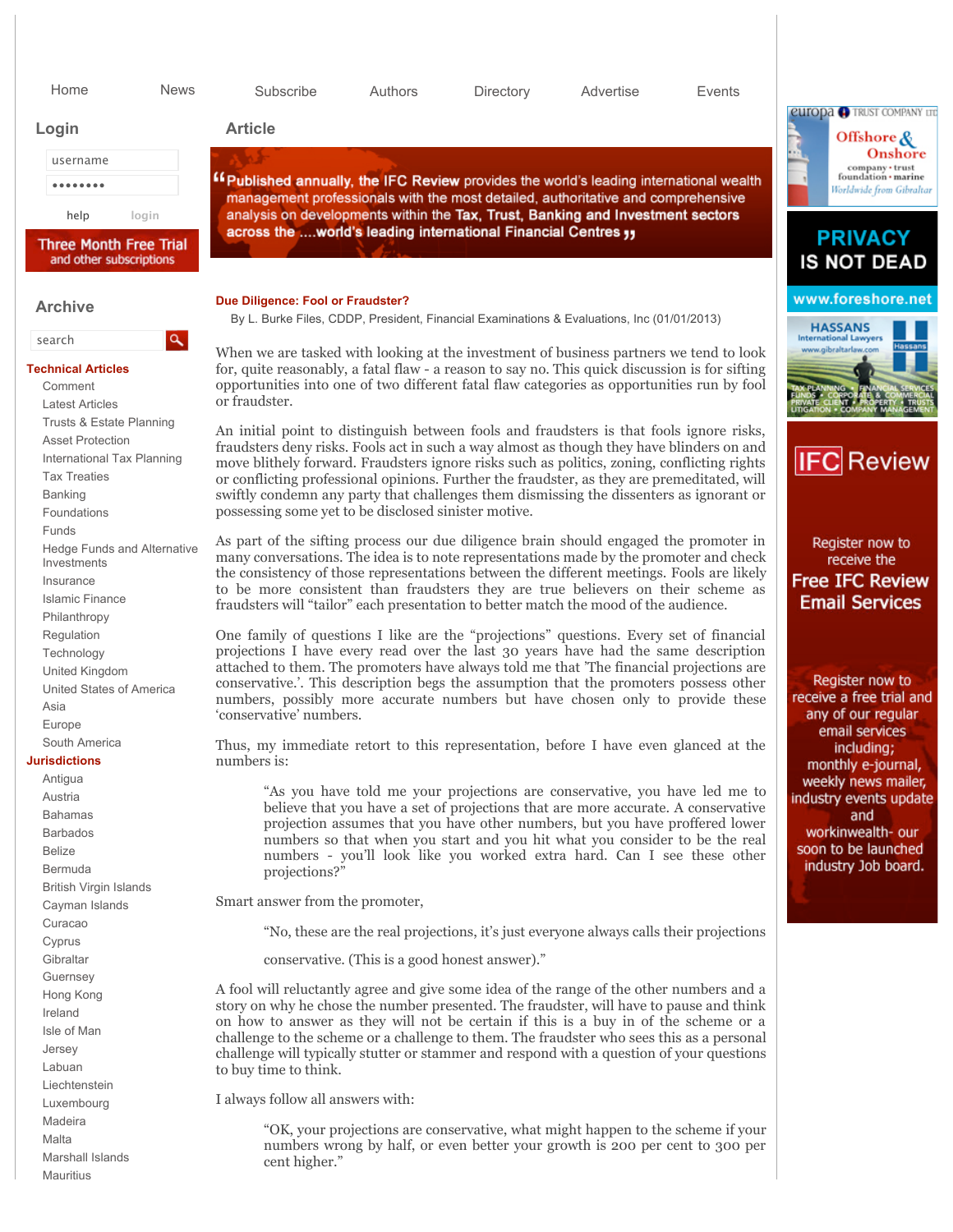## Due Diligence: Fool or Fraudster?

By L. Burke Files, CDDP, President, Financial Examinations & Evaluations, Inc (01/01/2013)

When we are tasked with looking at the investment of business partners we tend to look for, quite reasonably, a fatal flaw - a reason to say no. This quick discussion is for sifting opportunities into one of two different fatal flaw categories as opportunities run by fool or fraudster.

An initial point to distinguish between fools and fraudsters is that fools ignore risks, fraudsters deny risks. Fools act in such a way almost as though they have blinders on and move blithely forward. Fraudsters ignore risks such as politics, zoning, conflicting rights or conflicting professional opinions. Further the fraudster, as they are premeditated, will swiftly condemn any party that challenges them dismissing the dissenters as ignorant or possessing some yet to be disclosed sinister motive.

As part of the sifting process our due diligence brain should engaged the promoter in many conversations. The idea is to note representations made by the promoter and check the consistency of those representations between the different meetings. Fools are likely to be more consistent than fraudsters they are true believers on their scheme as fraudsters will "tailor" each presentation to better match the mood of the audience.

One family of questions I like are the "projections" questions. Every set of financial projections I have every read over the last 30 years have had the same description attached to them. The promoters have always told me that 'The financial projections are conservative.'. This description begs the assumption that the promoters possess other numbers, possibly more accurate numbers but have chosen only to provide these 'conservative' numbers.

Thus, my immediate retort to this representation, before I have even glanced at the numbers is:

> "As you have told me your projections are conservative, you have led me to believe that you have a set of projections that are more accurate. A conservative projection assumes that you have other numbers, but you have proffered lower numbers so that when you start and you hit what you consider to be the real numbers - you'll look like you worked extra hard. Can I see these other projections?"

Smart answer from the promoter,

> "No, these are the real projections, it's just everyone always calls their projections
>
> conservative. (This is a good honest answer)."

A fool will reluctantly agree and give some idea of the range of the other numbers and a story on why he chose the number presented. The fraudster, will have to pause and think on how to answer as they will not be certain if this is a buy in of the scheme or a challenge to the scheme or a challenge to them. The fraudster who sees this as a personal challenge will typically stutter or stammer and respond with a question of your questions to buy time to think.

I always follow all answers with:

> "OK, your projections are conservative, what might happen to the scheme if your numbers wrong by half, or even better your growth is 200 per cent to 300 per cent higher."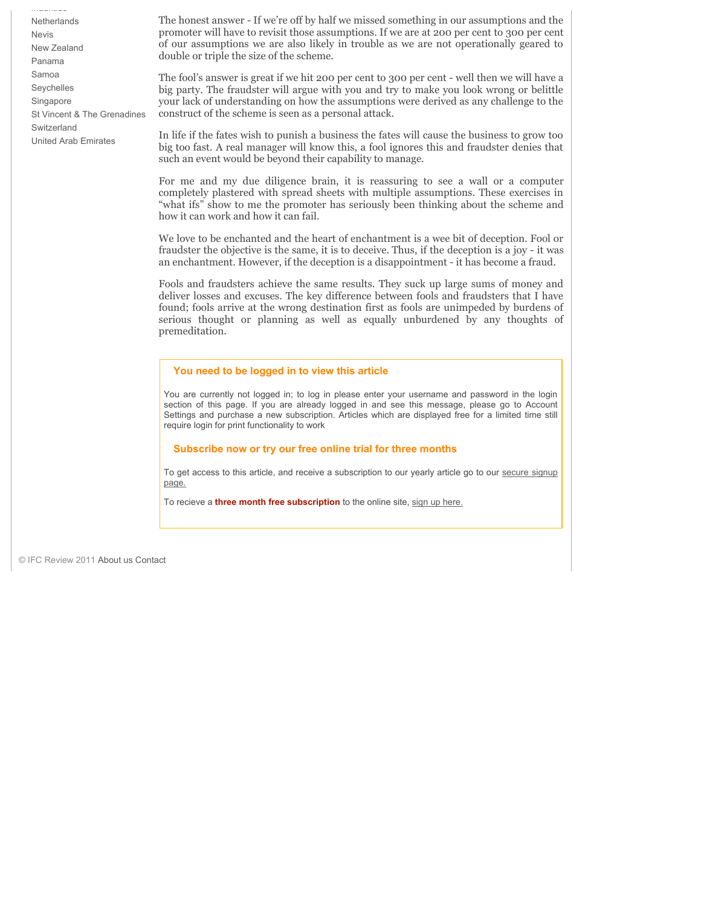Netherlands
Nevis
New Zealand
Panama
Samoa
Seychelles
Singapore
St Vincent & The Grenadines
Switzerland
United Arab Emirates

The honest answer - If we're off by half we missed something in our assumptions and the promoter will have to revisit those assumptions. If we are at 200 per cent to 300 per cent of our assumptions we are also likely in trouble as we are not operationally geared to double or triple the size of the scheme.

The fool's answer is great if we hit 200 per cent to 300 per cent - well then we will have a big party. The fraudster will argue with you and try to make you look wrong or belittle your lack of understanding on how the assumptions were derived as any challenge to the construct of the scheme is seen as a personal attack.

In life if the fates wish to punish a business the fates will cause the business to grow too big too fast. A real manager will know this, a fool ignores this and fraudster denies that such an event would be beyond their capability to manage.

For me and my due diligence brain, it is reassuring to see a wall or a computer completely plastered with spread sheets with multiple assumptions. These exercises in "what ifs" show to me the promoter has seriously been thinking about the scheme and how it can work and how it can fail.

We love to be enchanted and the heart of enchantment is a wee bit of deception. Fool or fraudster the objective is the same, it is to deceive. Thus, if the deception is a joy - it was an enchantment. However, if the deception is a disappointment - it has become a fraud.

Fools and fraudsters achieve the same results. They suck up large sums of money and deliver losses and excuses. The key difference between fools and fraudsters that I have found; fools arrive at the wrong destination first as fools are unimpeded by burdens of serious thought or planning as well as equally unburdened by any thoughts of premeditation.

**You need to be logged in to view this article**

You are currently not logged in; to log in please enter your username and password in the login section of this page. If you are already logged in and see this message, please go to Account Settings and purchase a new subscription. Articles which are displayed free for a limited time still require login for print functionality to work

**Subscribe now or try our free online trial for three months**

To get access to this article, and receive a subscription to our yearly article go to our secure signup page.

To recieve a **three month free subscription** to the online site, sign up here.

© IFC Review 2011 About us Contact